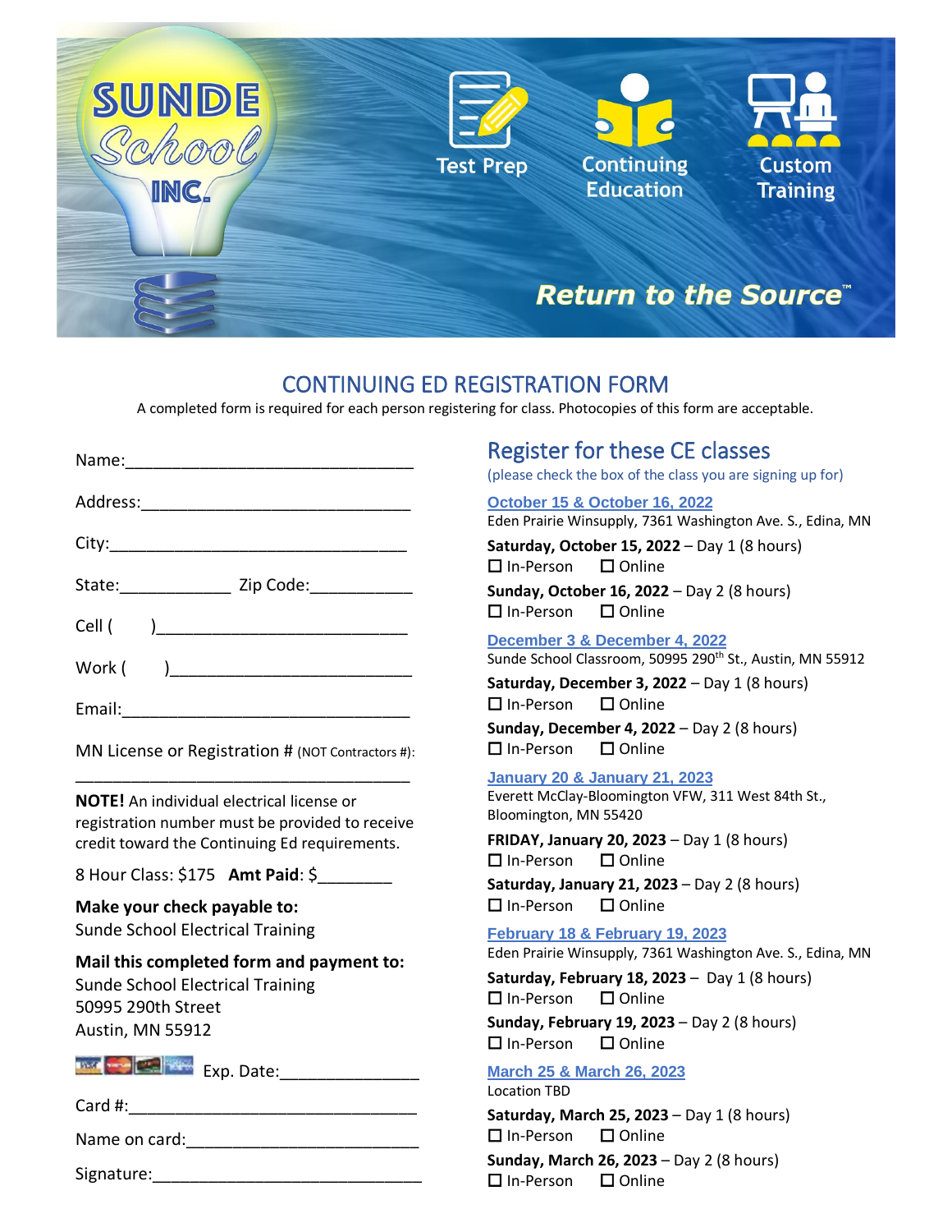SUNDE School INC.

Test Prep | Continuing Education | Custom Training

*Return to the Source™*

# CONTINUING ED REGISTRATION FORM

A completed form is required for each person registering for class. Photocopies of this form are acceptable.

Name:_______________________________

Address:_____________________________

City:________________________________

State:___________ Zip Code:___________

Cell (     )___________________________

Work (     )__________________________

Email:_______________________________

MN License or Registration # (NOT Contractors #):

_____________________________________

**NOTE!** An individual electrical license or registration number must be provided to receive credit toward the Continuing Ed requirements.

8 Hour Class: $175 **Amt Paid**: $________

**Make your check payable to:**
Sunde School Electrical Training

**Mail this completed form and payment to:**
Sunde School Electrical Training
50995 290th Street
Austin, MN 55912

Exp. Date:______________

Card #:_______________________________

Name on card:_________________________

Signature:_____________________________

## Register for these CE classes

(please check the box of the class you are signing up for)

**October 15 & October 16, 2022**
Eden Prairie Winsupply, 7361 Washington Ave. S., Edina, MN

**Saturday, October 15, 2022** – Day 1 (8 hours)
☐ In-Person ☐ Online

**Sunday, October 16, 2022** – Day 2 (8 hours)
☐ In-Person ☐ Online

**December 3 & December 4, 2022**
Sunde School Classroom, 50995 290th St., Austin, MN 55912

**Saturday, December 3, 2022** – Day 1 (8 hours)
☐ In-Person ☐ Online

**Sunday, December 4, 2022** – Day 2 (8 hours)
☐ In-Person ☐ Online

**January 20 & January 21, 2023**
Everett McClay-Bloomington VFW, 311 West 84th St., Bloomington, MN 55420

**FRIDAY, January 20, 2023** – Day 1 (8 hours)
☐ In-Person ☐ Online

**Saturday, January 21, 2023** – Day 2 (8 hours)
☐ In-Person ☐ Online

**February 18 & February 19, 2023**
Eden Prairie Winsupply, 7361 Washington Ave. S., Edina, MN

**Saturday, February 18, 2023** – Day 1 (8 hours)
☐ In-Person ☐ Online

**Sunday, February 19, 2023** – Day 2 (8 hours)
☐ In-Person ☐ Online

**March 25 & March 26, 2023**
Location TBD

**Saturday, March 25, 2023** – Day 1 (8 hours)
☐ In-Person ☐ Online

**Sunday, March 26, 2023** – Day 2 (8 hours)
☐ In-Person ☐ Online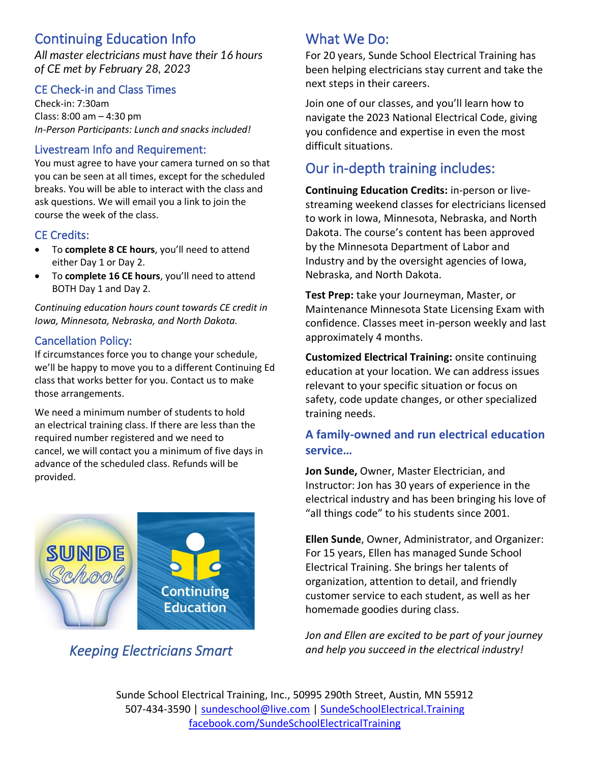## Continuing Education Info

*All master electricians must have their 16 hours of CE met by February 28, 2023*

### CE Check-in and Class Times

Check-in: 7:30am
Class: 8:00 am – 4:30 pm
*In-Person Participants: Lunch and snacks included!*

### Livestream Info and Requirement:

You must agree to have your camera turned on so that you can be seen at all times, except for the scheduled breaks. You will be able to interact with the class and ask questions. We will email you a link to join the course the week of the class.

### CE Credits:

- To **complete 8 CE hours**, you'll need to attend either Day 1 or Day 2.
- To **complete 16 CE hours**, you'll need to attend BOTH Day 1 and Day 2.

*Continuing education hours count towards CE credit in Iowa, Minnesota, Nebraska, and North Dakota.*

### Cancellation Policy:

If circumstances force you to change your schedule, we'll be happy to move you to a different Continuing Ed class that works better for you. Contact us to make those arrangements.

We need a minimum number of students to hold an electrical training class. If there are less than the required number registered and we need to cancel, we will contact you a minimum of five days in advance of the scheduled class. Refunds will be provided.

SUNDE School

Continuing Education

*Keeping Electricians Smart*

## What We Do:

For 20 years, Sunde School Electrical Training has been helping electricians stay current and take the next steps in their careers.

Join one of our classes, and you'll learn how to navigate the 2023 National Electrical Code, giving you confidence and expertise in even the most difficult situations.

## Our in-depth training includes:

**Continuing Education Credits:** in-person or live-streaming weekend classes for electricians licensed to work in Iowa, Minnesota, Nebraska, and North Dakota. The course's content has been approved by the Minnesota Department of Labor and Industry and by the oversight agencies of Iowa, Nebraska, and North Dakota.

**Test Prep:** take your Journeyman, Master, or Maintenance Minnesota State Licensing Exam with confidence. Classes meet in-person weekly and last approximately 4 months.

**Customized Electrical Training:** onsite continuing education at your location. We can address issues relevant to your specific situation or focus on safety, code update changes, or other specialized training needs.

### A family-owned and run electrical education service…

**Jon Sunde,** Owner, Master Electrician, and Instructor: Jon has 30 years of experience in the electrical industry and has been bringing his love of "all things code" to his students since 2001.

**Ellen Sunde**, Owner, Administrator, and Organizer: For 15 years, Ellen has managed Sunde School Electrical Training. She brings her talents of organization, attention to detail, and friendly customer service to each student, as well as her homemade goodies during class.

*Jon and Ellen are excited to be part of your journey and help you succeed in the electrical industry!*

Sunde School Electrical Training, Inc., 50995 290th Street, Austin, MN 55912
507-434-3590 | sundeschool@live.com | SundeSchoolElectrical.Training
facebook.com/SundeSchoolElectricalTraining